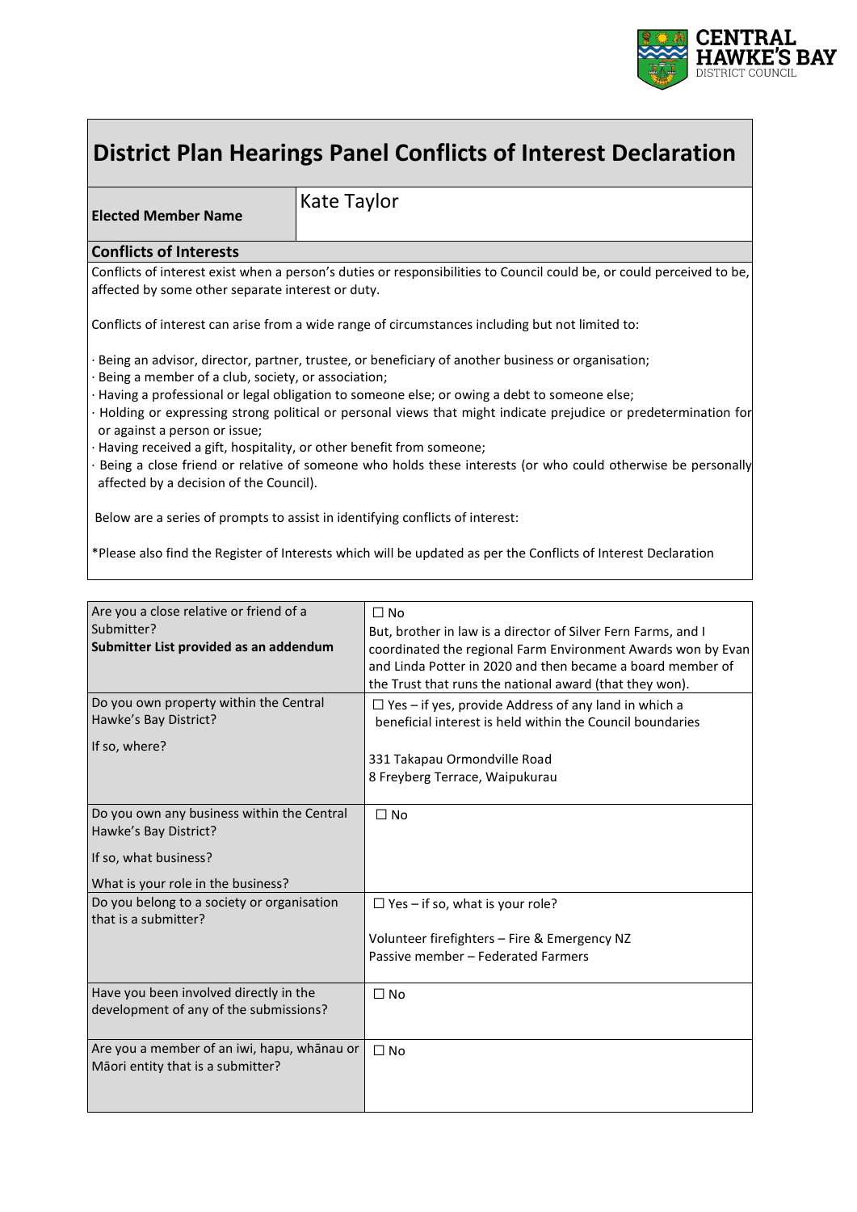# District Plan Hearings Panel Conflicts of Interest Declaration

| | |
|---|---|
| **Elected Member Name** | Kate Taylor |

## Conflicts of Interests

Conflicts of interest exist when a person's duties or responsibilities to Council could be, or could perceived to be, affected by some other separate interest or duty.

Conflicts of interest can arise from a wide range of circumstances including but not limited to:

- Being an advisor, director, partner, trustee, or beneficiary of another business or organisation;
- Being a member of a club, society, or association;
- Having a professional or legal obligation to someone else; or owing a debt to someone else;
- Holding or expressing strong political or personal views that might indicate prejudice or predetermination for or against a person or issue;
- Having received a gift, hospitality, or other benefit from someone;
- Being a close friend or relative of someone who holds these interests (or who could otherwise be personally affected by a decision of the Council).

Below are a series of prompts to assist in identifying conflicts of interest:

*Please also find the Register of Interests which will be updated as per the Conflicts of Interest Declaration

| | |
|---|---|
| Are you a close relative or friend of a Submitter?<br>**Submitter List provided as an addendum** | ☐ No<br>But, brother in law is a director of Silver Fern Farms, and I coordinated the regional Farm Environment Awards won by Evan and Linda Potter in 2020 and then became a board member of the Trust that runs the national award (that they won). |
| Do you own property within the Central Hawke's Bay District?<br>If so, where? | ☐ Yes – if yes, provide Address of any land in which a beneficial interest is held within the Council boundaries<br>331 Takapau Ormondville Road<br>8 Freyberg Terrace, Waipukurau |
| Do you own any business within the Central Hawke's Bay District?<br>If so, what business?<br>What is your role in the business? | ☐ No |
| Do you belong to a society or organisation that is a submitter? | ☐ Yes – if so, what is your role?<br>Volunteer firefighters – Fire & Emergency NZ<br>Passive member – Federated Farmers |
| Have you been involved directly in the development of any of the submissions? | ☐ No |
| Are you a member of an iwi, hapu, whānau or Māori entity that is a submitter? | ☐ No |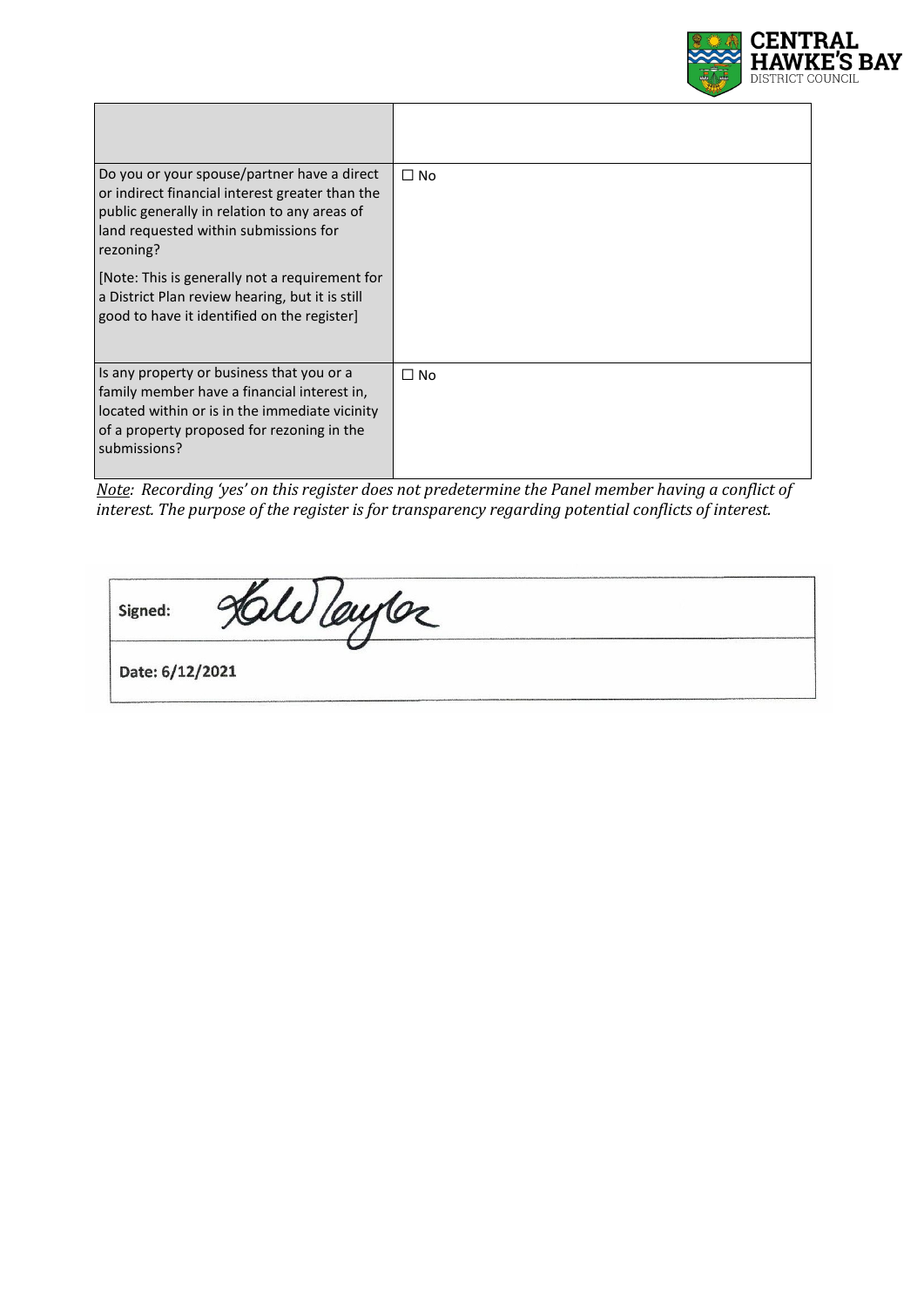| | |
|---|---|
| | |
| Do you or your spouse/partner have a direct or indirect financial interest greater than the public generally in relation to any areas of land requested within submissions for rezoning?<br><br>[Note: This is generally not a requirement for a District Plan review hearing, but it is still good to have it identified on the register] | ☐ No |
| Is any property or business that you or a family member have a financial interest in, located within or is in the immediate vicinity of a property proposed for rezoning in the submissions? | ☐ No |

*Note: Recording 'yes' on this register does not predetermine the Panel member having a conflict of interest. The purpose of the register is for transparency regarding potential conflicts of interest.*

| | |
|---|---|
| **Signed:** | [signature] |
| **Date: 6/12/2021** | |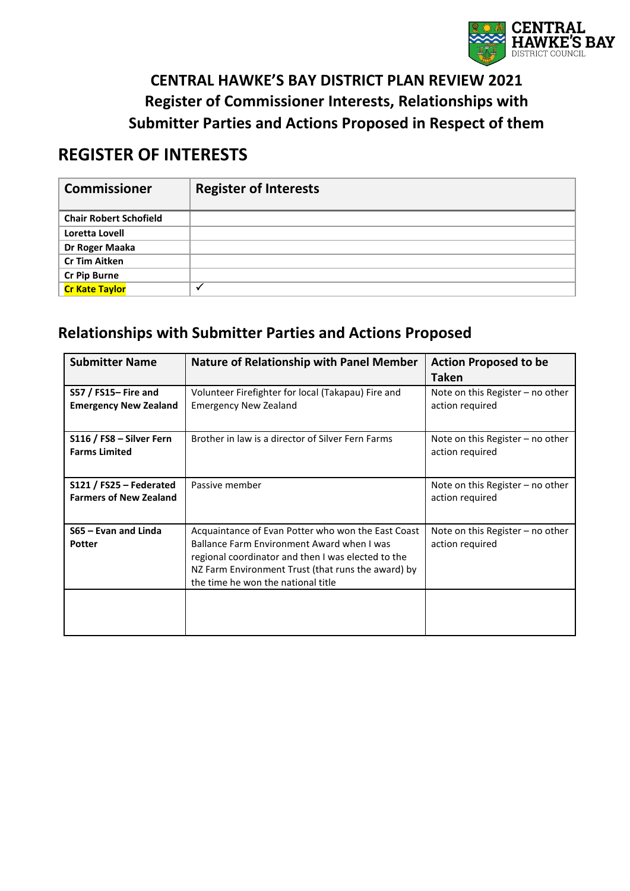# CENTRAL HAWKE'S BAY DISTRICT PLAN REVIEW 2021
# Register of Commissioner Interests, Relationships with Submitter Parties and Actions Proposed in Respect of them

## REGISTER OF INTERESTS

| Commissioner | Register of Interests |
|---|---|
| **Chair Robert Schofield** | |
| **Loretta Lovell** | |
| **Dr Roger Maaka** | |
| **Cr Tim Aitken** | |
| **Cr Pip Burne** | |
| **Cr Kate Taylor** | ✓ |

## Relationships with Submitter Parties and Actions Proposed

| Submitter Name | Nature of Relationship with Panel Member | Action Proposed to be Taken |
|---|---|---|
| **S57 / FS15– Fire and Emergency New Zealand** | Volunteer Firefighter for local (Takapau) Fire and Emergency New Zealand | Note on this Register – no other action required |
| **S116 / FS8 – Silver Fern Farms Limited** | Brother in law is a director of Silver Fern Farms | Note on this Register – no other action required |
| **S121 / FS25 – Federated Farmers of New Zealand** | Passive member | Note on this Register – no other action required |
| **S65 – Evan and Linda Potter** | Acquaintance of Evan Potter who won the East Coast Ballance Farm Environment Award when I was regional coordinator and then I was elected to the NZ Farm Environment Trust (that runs the award) by the time he won the national title | Note on this Register – no other action required |
| | | |